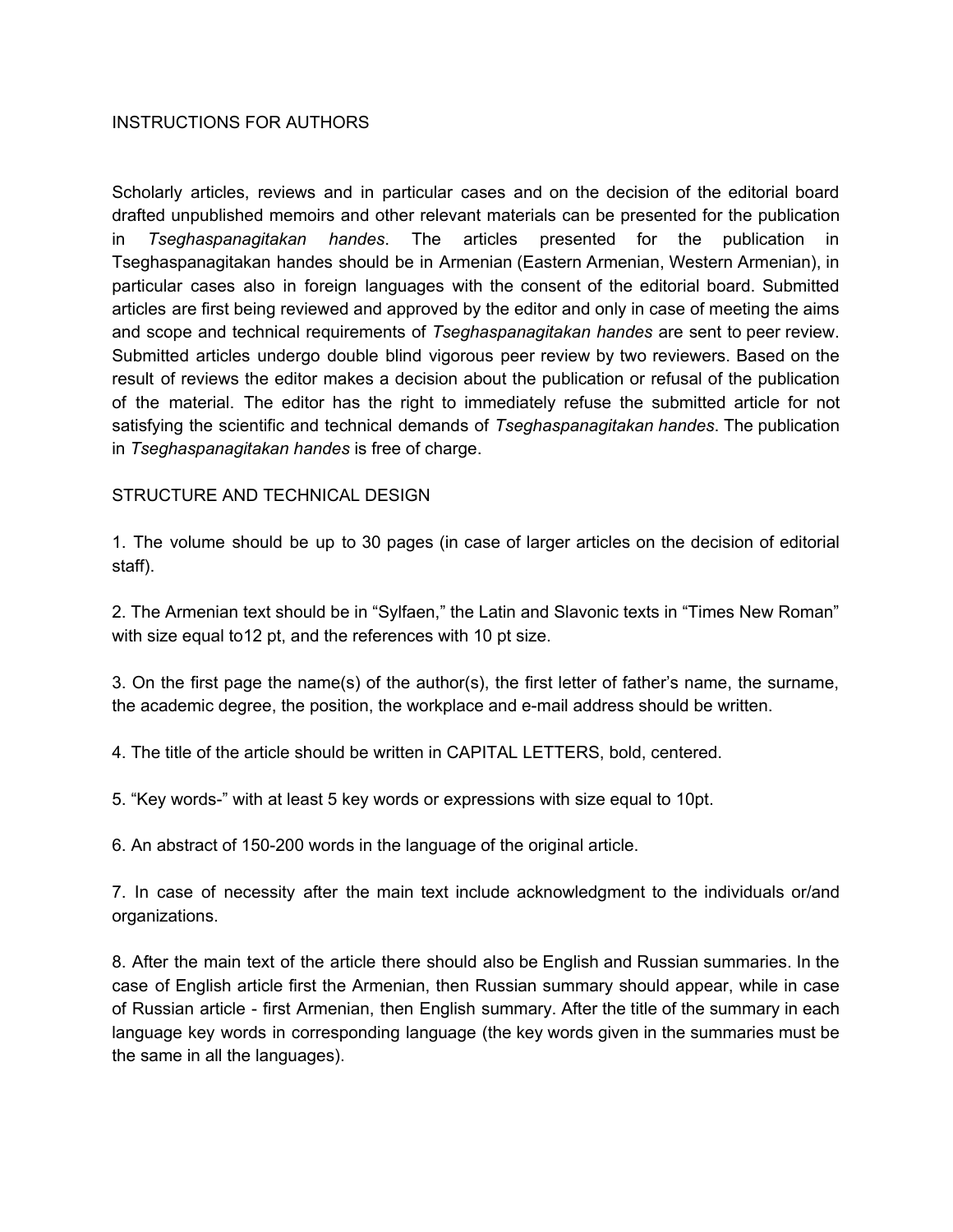# INSTRUCTIONS FOR AUTHORS

Scholarly articles, reviews and in particular cases and on the decision of the editorial board drafted unpublished memoirs and other relevant materials can be presented for the publication in *Tseghaspanagitakan handes*. The articles presented for the publication in Tseghaspanagitakan handes should be in Armenian (Eastern Armenian, Western Armenian), in particular cases also in foreign languages with the consent of the editorial board. Submitted articles are first being reviewed and approved by the editor and only in case of meeting the aims and scope and technical requirements of *Tseghaspanagitakan handes* are sent to peer review. Submitted articles undergo double blind vigorous peer review by two reviewers. Based on the result of reviews the editor makes a decision about the publication or refusal of the publication of the material. The editor has the right to immediately refuse the submitted article for not satisfying the scientific and technical demands of *Tseghaspanagitakan handes*. The publication in *Tseghaspanagitakan handes* is free of charge.

## STRUCTURE AND TECHNICAL DESIGN

1. The volume should be up to 30 pages (in case of larger articles on the decision of editorial staff).

2. The Armenian text should be in "Sylfaen," the Latin and Slavonic texts in "Times New Roman" with size equal to12 pt, and the references with 10 pt size.

3. On the first page the name(s) of the author(s), the first letter of father's name, the surname, the academic degree, the position, the workplace and e-mail address should be written.

4. The title of the article should be written in CAPITAL LETTERS, bold, centered.

5. "Key words-" with at least 5 key words or expressions with size equal to 10pt.

6. An abstract of 150-200 words in the language of the original article.

7. In case of necessity after the main text include acknowledgment to the individuals or/and organizations.

8. After the main text of the article there should also be English and Russian summaries. In the case of English article first the Armenian, then Russian summary should appear, while in case of Russian article - first Armenian, then English summary. After the title of the summary in each language key words in corresponding language (the key words given in the summaries must be the same in all the languages).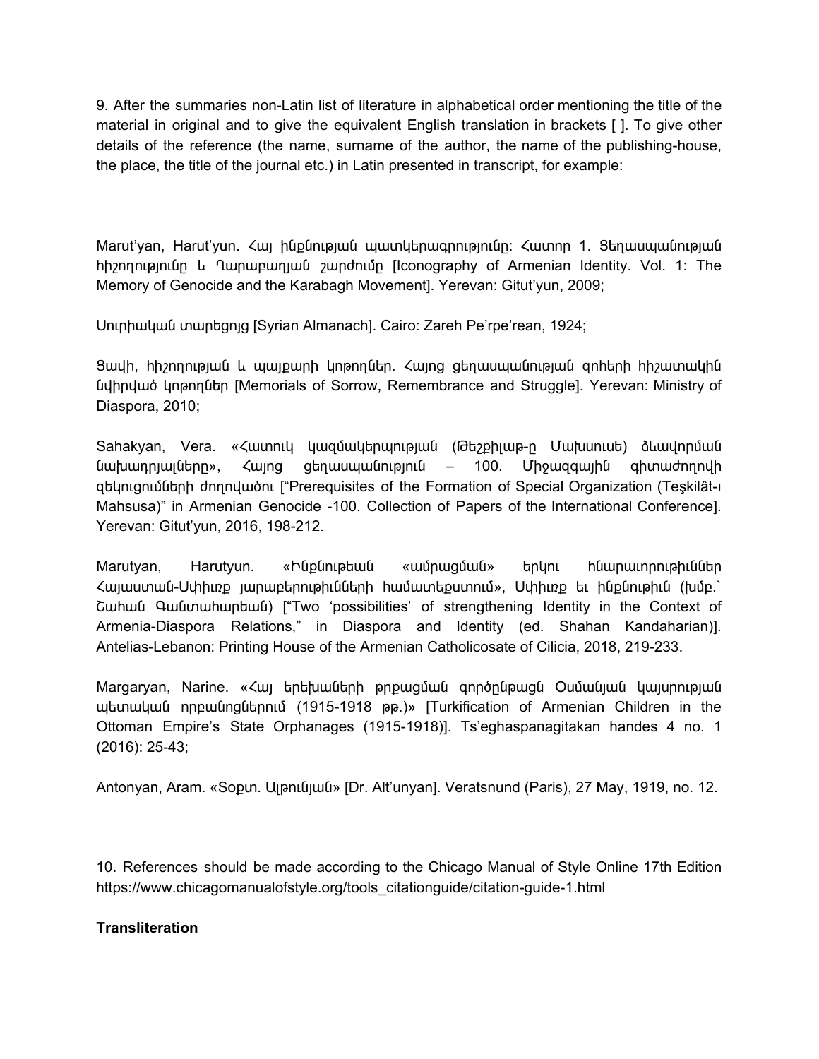9. After the summaries non-Latin list of literature in alphabetical order mentioning the title of the material in original and to give the equivalent English translation in brackets [ ]. To give other details of the reference (the name, surname of the author, the name of the publishing-house, the place, the title of the journal etc.) in Latin presented in transcript, for example:

Marut'yan, Harut'yun. Հայ ինքնության պատկերագրությունը: Հատոր 1. Ցեղասպանության հիշողությունը և Ղարաբաղյան շարժումը [Iconography of Armenian Identity. Vol. 1: The Memory of Genocide and the Karabagh Movement]. Yerevan: Gitut'yun, 2009;

Սուրիական տարեցոյց [Syrian Almanach]. Cairo: Zareh Pe'rpe'rean, 1924;

Ցավի, հիշողության և պայքարի կոթողներ. Հայոց ցեղասպանության զոհերի հիշատակին նվիրված կոթողներ [Memorials of Sorrow, Remembrance and Struggle]. Yerevan: Ministry of Diaspora, 2010;

Sahakyan, Vera. «Հատուկ կազմակերպության (Թեշքիլաթ-ը Մախսուսե) ձևավորման նախադրյալները», Հայոց ցեղասպանություն – 100. Միջազգային գիտաժողովի զեկուցումների ժողովածու ["Prerequisites of the Formation of Special Organization (Teşkilât-ı Mahsusa)" in Armenian Genocide -100. Collection of Papers of the International Conference]. Yerevan: Gitut'yun, 2016, 198-212.

Marutyan, Harutyun. «Ինքնութեան «ամրացման» երկու հնարաւորութիւններ Հայաստան-Սփիւռք յարաբերութիւնների համատեքստում», Սփիւռք եւ ինքնութիւն (խմբ.՝ Շահան Գանտահարեան) ["Two 'possibilities' of strengthening Identity in the Context of Armenia-Diaspora Relations," in Diaspora and Identity (ed. Shahan Kandaharian)]. Antelias-Lebanon: Printing House of the Armenian Catholicosate of Cilicia, 2018, 219-233.

Margaryan, Narine. «Հայ երեխաների թրքացման գործընթացն Օսմանյան կայսրության պետական որբանոցներում (1915-1918 թթ.)» [Turkification of Armenian Children in the Ottoman Empire's State Orphanages (1915-1918)]. Ts'eghaspanagitakan handes 4 no. 1 (2016): 25-43;

Antonyan, Aram. «Տօքտ. Ալթունյան» [Dr. Alt'unyan]. Veratsnund (Paris), 27 May, 1919, no. 12.

10. References should be made according to the Chicago Manual of Style Online 17th Edition https://www.chicagomanualofstyle.org/tools_citationguide/citation-guide-1.html

**Transliteration**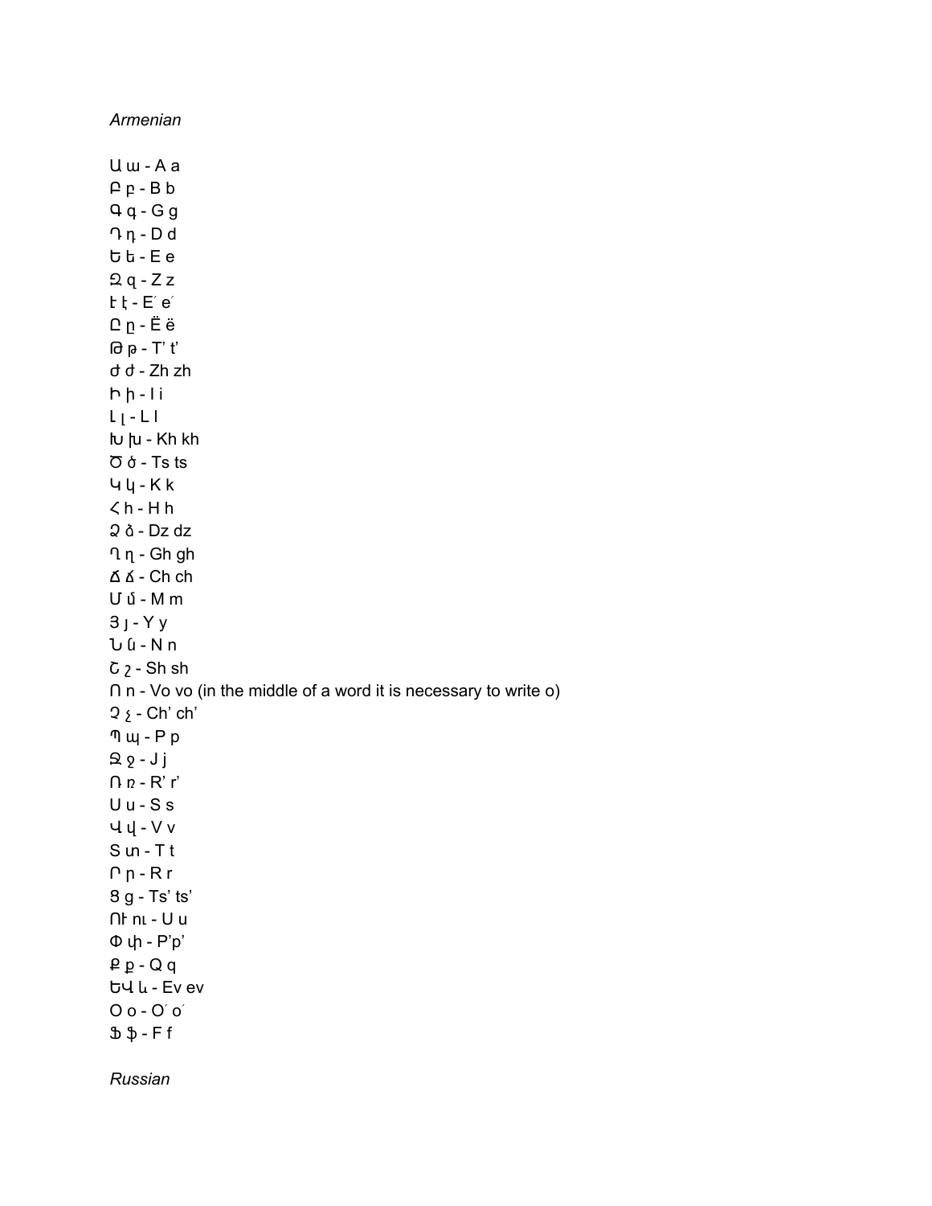*Armenian*

Ա ա - A a
Բ բ - B b
Գ գ - G g
Դ դ - D d
Ե ե - E e
Զ զ - Z z
Է է - É é
Ը ը - Ë ë
Թ թ - T' t'
Ժ ժ - Zh zh
Ի ի - I i
Լ լ - L l
Խ խ - Kh kh
Ծ ծ - Ts ts
Կ կ - K k
Հ հ - H h
Ձ ձ - Dz dz
Ղ ղ - Gh gh
Ճ ճ - Ch ch
Մ մ - M m
Յ յ - Y y
Ն ն - N n
Շ շ - Sh sh
Ո ո - Vo vo (in the middle of a word it is necessary to write o)
Չ չ - Ch' ch'
Պ պ - P p
Ջ ջ - J j
Ռ ռ - R' r'
Ս ս - S s
Վ վ - V v
Տ տ - T t
Ր ր - R r
Ց ց - Ts' ts'
Ու ու - U u
Փ փ - P'p'
Ք ք - Q q
ԵՎ և - Ev ev
Օ օ - Ó ó
Ֆ ֆ - F f

*Russian*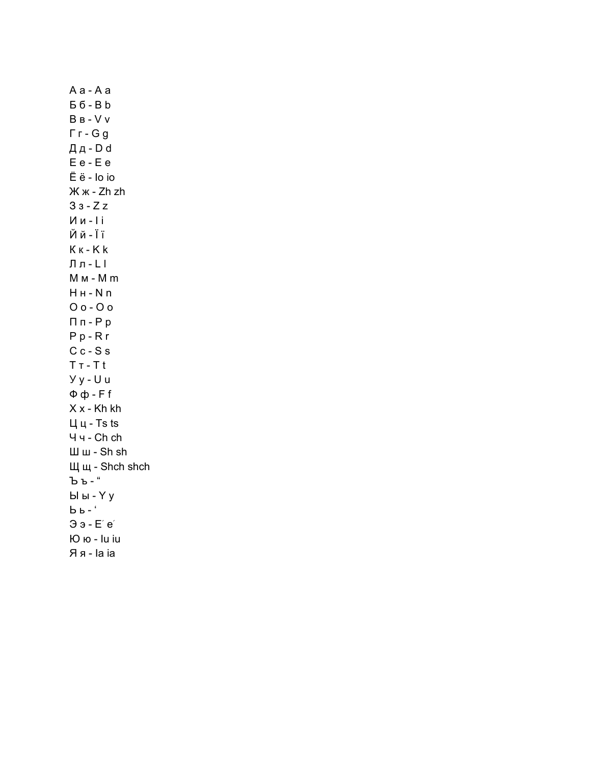А а - A a
Б б - B b
В в - V v
Г г - G g
Д д - D d
Е е - E e
Ё ё - Io io
Ж ж - Zh zh
З з - Z z
И и - I i
Й й - Ï ï
К к - K k
Л л - L l
М м - M m
Н н - N n
О о - O o
П п - P p
Р р - R r
С с - S s
Т т - T t
У у - U u
Ф ф - F f
Х х - Kh kh
Ц ц - Ts ts
Ч ч - Ch ch
Ш ш - Sh sh
Щ щ - Shch shch
Ъ ъ - “
Ы ы - Y y
Ь ь - ‘
Э э - É é
Ю ю - Iu iu
Я я - Ia ia